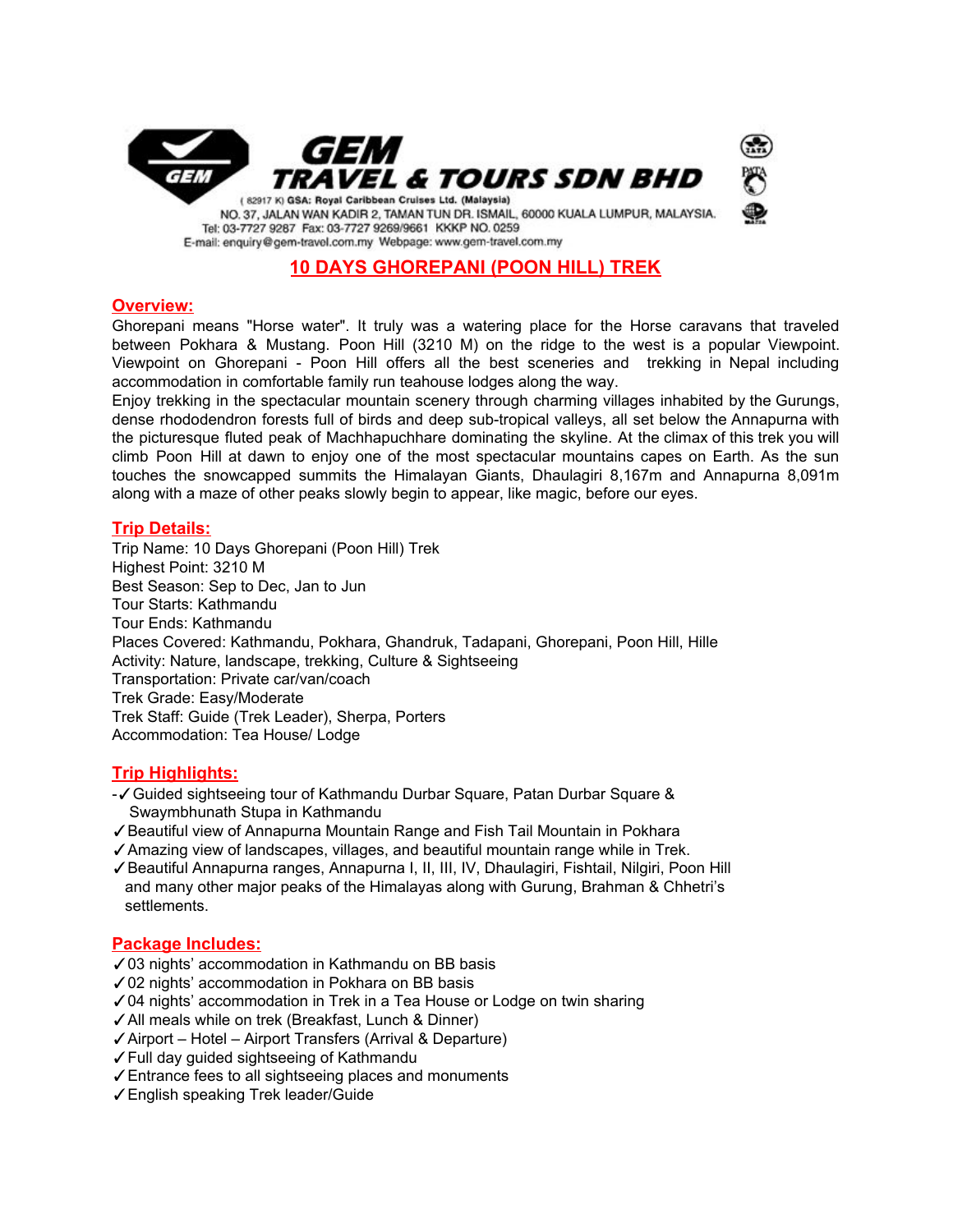# GEM TRAVEL & TOURS SDN BHD

( 82917 K) GSA: Royal Caribbean Cruises Ltd. (Malaysia)
NO. 37, JALAN WAN KADIR 2, TAMAN TUN DR. ISMAIL, 60000 KUALA LUMPUR, MALAYSIA.
Tel: 03-7727 9287 Fax: 03-7727 9269/9661 KKKP NO. 0259
E-mail: enquiry@gem-travel.com.my Webpage: www.gem-travel.com.my

## 10 DAYS GHOREPANI (POON HILL) TREK

### Overview:

Ghorepani means "Horse water". It truly was a watering place for the Horse caravans that traveled between Pokhara & Mustang. Poon Hill (3210 M) on the ridge to the west is a popular Viewpoint. Viewpoint on Ghorepani - Poon Hill offers all the best sceneries and trekking in Nepal including accommodation in comfortable family run teahouse lodges along the way.

Enjoy trekking in the spectacular mountain scenery through charming villages inhabited by the Gurungs, dense rhododendron forests full of birds and deep sub-tropical valleys, all set below the Annapurna with the picturesque fluted peak of Machhapuchhare dominating the skyline. At the climax of this trek you will climb Poon Hill at dawn to enjoy one of the most spectacular mountains capes on Earth. As the sun touches the snowcapped summits the Himalayan Giants, Dhaulagiri 8,167m and Annapurna 8,091m along with a maze of other peaks slowly begin to appear, like magic, before our eyes.

### Trip Details:

Trip Name: 10 Days Ghorepani (Poon Hill) Trek
Highest Point: 3210 M
Best Season: Sep to Dec, Jan to Jun
Tour Starts: Kathmandu
Tour Ends: Kathmandu
Places Covered: Kathmandu, Pokhara, Ghandruk, Tadapani, Ghorepani, Poon Hill, Hille
Activity: Nature, landscape, trekking, Culture & Sightseeing
Transportation: Private car/van/coach
Trek Grade: Easy/Moderate
Trek Staff: Guide (Trek Leader), Sherpa, Porters
Accommodation: Tea House/ Lodge

### Trip Highlights:

-✓Guided sightseeing tour of Kathmandu Durbar Square, Patan Durbar Square & Swaymbhunath Stupa in Kathmandu
✓Beautiful view of Annapurna Mountain Range and Fish Tail Mountain in Pokhara
✓Amazing view of landscapes, villages, and beautiful mountain range while in Trek.
✓Beautiful Annapurna ranges, Annapurna I, II, III, IV, Dhaulagiri, Fishtail, Nilgiri, Poon Hill and many other major peaks of the Himalayas along with Gurung, Brahman & Chhetri's settlements.

### Package Includes:

✓03 nights' accommodation in Kathmandu on BB basis
✓02 nights' accommodation in Pokhara on BB basis
✓04 nights' accommodation in Trek in a Tea House or Lodge on twin sharing
✓All meals while on trek (Breakfast, Lunch & Dinner)
✓Airport – Hotel – Airport Transfers (Arrival & Departure)
✓Full day guided sightseeing of Kathmandu
✓Entrance fees to all sightseeing places and monuments
✓English speaking Trek leader/Guide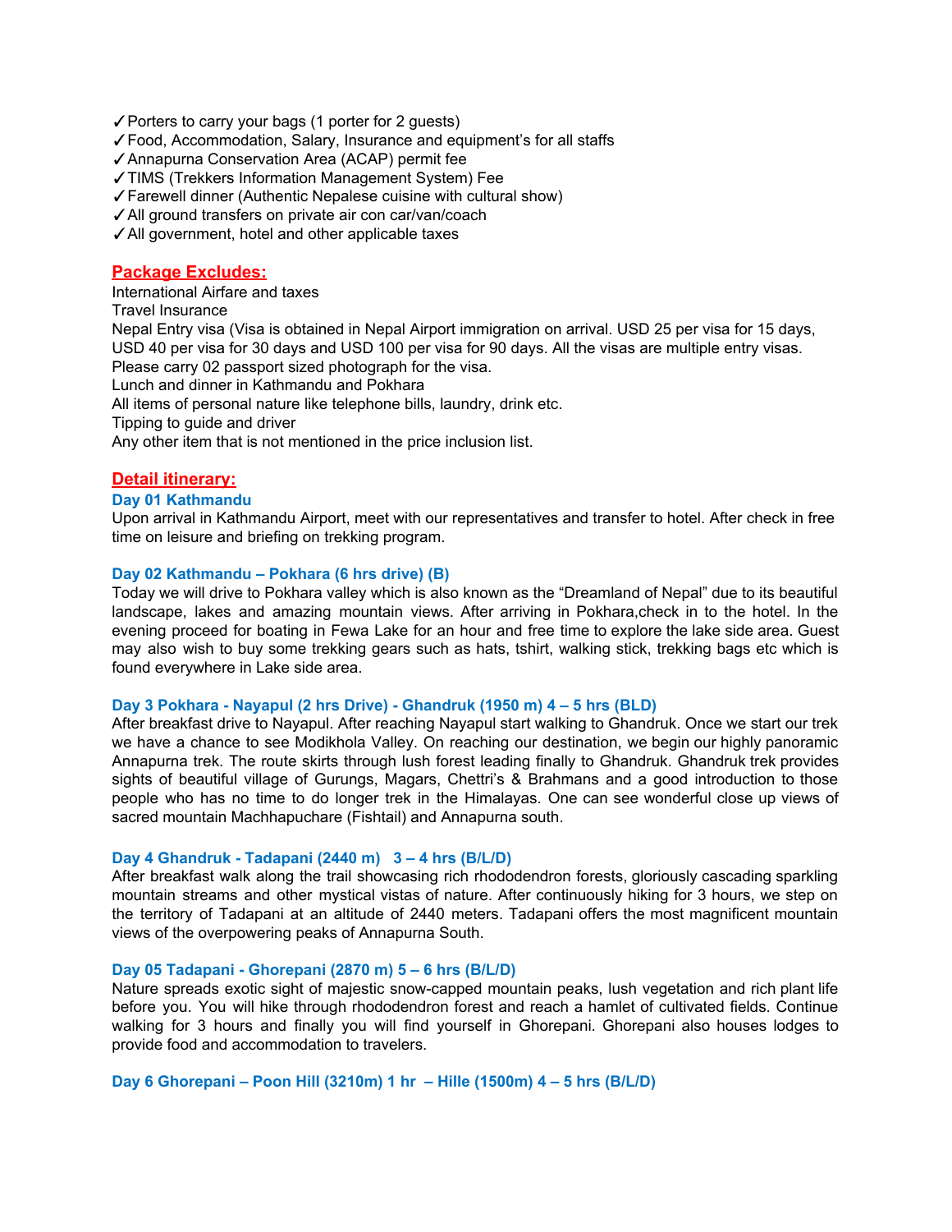✓Porters to carry your bags (1 porter for 2 guests)
✓Food, Accommodation, Salary, Insurance and equipment's for all staffs
✓Annapurna Conservation Area (ACAP) permit fee
✓TIMS (Trekkers Information Management System) Fee
✓Farewell dinner (Authentic Nepalese cuisine with cultural show)
✓All ground transfers on private air con car/van/coach
✓All government, hotel and other applicable taxes

## Package Excludes:

International Airfare and taxes
Travel Insurance
Nepal Entry visa (Visa is obtained in Nepal Airport immigration on arrival. USD 25 per visa for 15 days, USD 40 per visa for 30 days and USD 100 per visa for 90 days. All the visas are multiple entry visas. Please carry 02 passport sized photograph for the visa.
Lunch and dinner in Kathmandu and Pokhara
All items of personal nature like telephone bills, laundry, drink etc.
Tipping to guide and driver
Any other item that is not mentioned in the price inclusion list.

## Detail itinerary:

### Day 01 Kathmandu

Upon arrival in Kathmandu Airport, meet with our representatives and transfer to hotel. After check in free time on leisure and briefing on trekking program.

### Day 02 Kathmandu – Pokhara (6 hrs drive) (B)

Today we will drive to Pokhara valley which is also known as the "Dreamland of Nepal" due to its beautiful landscape, lakes and amazing mountain views. After arriving in Pokhara,check in to the hotel. In the evening proceed for boating in Fewa Lake for an hour and free time to explore the lake side area. Guest may also wish to buy some trekking gears such as hats, tshirt, walking stick, trekking bags etc which is found everywhere in Lake side area.

### Day 3 Pokhara - Nayapul (2 hrs Drive) - Ghandruk (1950 m) 4 – 5 hrs (BLD)

After breakfast drive to Nayapul. After reaching Nayapul start walking to Ghandruk. Once we start our trek we have a chance to see Modikhola Valley. On reaching our destination, we begin our highly panoramic Annapurna trek. The route skirts through lush forest leading finally to Ghandruk. Ghandruk trek provides sights of beautiful village of Gurungs, Magars, Chettri's & Brahmans and a good introduction to those people who has no time to do longer trek in the Himalayas. One can see wonderful close up views of sacred mountain Machhapuchare (Fishtail) and Annapurna south.

### Day 4 Ghandruk - Tadapani (2440 m) 3 – 4 hrs (B/L/D)

After breakfast walk along the trail showcasing rich rhododendron forests, gloriously cascading sparkling mountain streams and other mystical vistas of nature. After continuously hiking for 3 hours, we step on the territory of Tadapani at an altitude of 2440 meters. Tadapani offers the most magnificent mountain views of the overpowering peaks of Annapurna South.

### Day 05 Tadapani - Ghorepani (2870 m) 5 – 6 hrs (B/L/D)

Nature spreads exotic sight of majestic snow-capped mountain peaks, lush vegetation and rich plant life before you. You will hike through rhododendron forest and reach a hamlet of cultivated fields. Continue walking for 3 hours and finally you will find yourself in Ghorepani. Ghorepani also houses lodges to provide food and accommodation to travelers.

### Day 6 Ghorepani – Poon Hill (3210m) 1 hr – Hille (1500m) 4 – 5 hrs (B/L/D)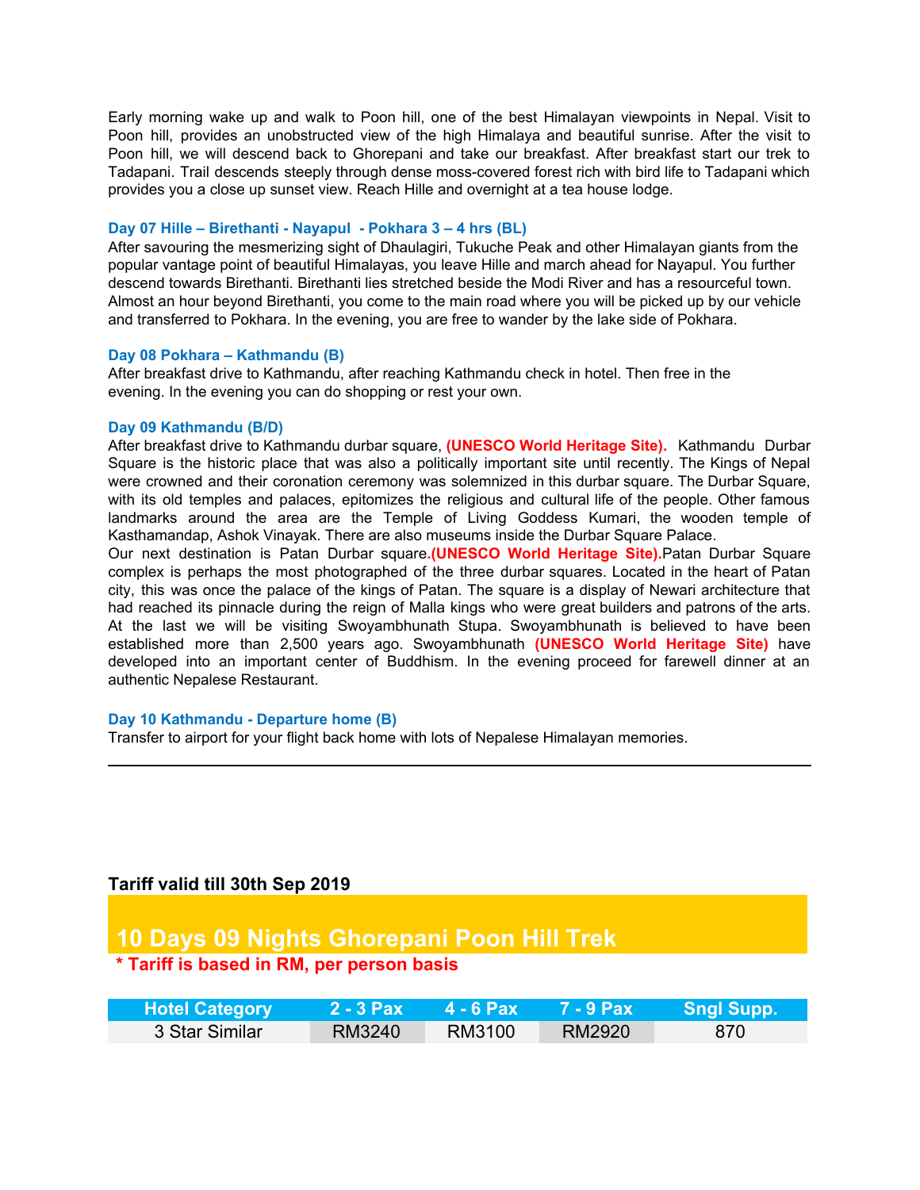Early morning wake up and walk to Poon hill, one of the best Himalayan viewpoints in Nepal. Visit to Poon hill, provides an unobstructed view of the high Himalaya and beautiful sunrise. After the visit to Poon hill, we will descend back to Ghorepani and take our breakfast. After breakfast start our trek to Tadapani. Trail descends steeply through dense moss-covered forest rich with bird life to Tadapani which provides you a close up sunset view. Reach Hille and overnight at a tea house lodge.

**Day 07 Hille – Birethanti - Nayapul - Pokhara 3 – 4 hrs (BL)**

After savouring the mesmerizing sight of Dhaulagiri, Tukuche Peak and other Himalayan giants from the popular vantage point of beautiful Himalayas, you leave Hille and march ahead for Nayapul. You further descend towards Birethanti. Birethanti lies stretched beside the Modi River and has a resourceful town. Almost an hour beyond Birethanti, you come to the main road where you will be picked up by our vehicle and transferred to Pokhara. In the evening, you are free to wander by the lake side of Pokhara.

**Day 08 Pokhara – Kathmandu (B)**

After breakfast drive to Kathmandu, after reaching Kathmandu check in hotel. Then free in the evening. In the evening you can do shopping or rest your own.

**Day 09 Kathmandu (B/D)**

After breakfast drive to Kathmandu durbar square, **(UNESCO World Heritage Site).** Kathmandu Durbar Square is the historic place that was also a politically important site until recently. The Kings of Nepal were crowned and their coronation ceremony was solemnized in this durbar square. The Durbar Square, with its old temples and palaces, epitomizes the religious and cultural life of the people. Other famous landmarks around the area are the Temple of Living Goddess Kumari, the wooden temple of Kasthamandap, Ashok Vinayak. There are also museums inside the Durbar Square Palace.

Our next destination is Patan Durbar square.**(UNESCO World Heritage Site).**Patan Durbar Square complex is perhaps the most photographed of the three durbar squares. Located in the heart of Patan city, this was once the palace of the kings of Patan. The square is a display of Newari architecture that had reached its pinnacle during the reign of Malla kings who were great builders and patrons of the arts. At the last we will be visiting Swoyambhunath Stupa. Swoyambhunath is believed to have been established more than 2,500 years ago. Swoyambhunath **(UNESCO World Heritage Site)** have developed into an important center of Buddhism. In the evening proceed for farewell dinner at an authentic Nepalese Restaurant.

**Day 10 Kathmandu - Departure home (B)**

Transfer to airport for your flight back home with lots of Nepalese Himalayan memories.

---

**Tariff valid till 30th Sep 2019**

## 10 Days 09 Nights Ghorepani Poon Hill Trek

**\* Tariff is based in RM, per person basis**

| Hotel Category | 2 - 3 Pax | 4 - 6 Pax | 7 - 9 Pax | Sngl Supp. |
|---|---|---|---|---|
| 3 Star Similar | RM3240 | RM3100 | RM2920 | 870 |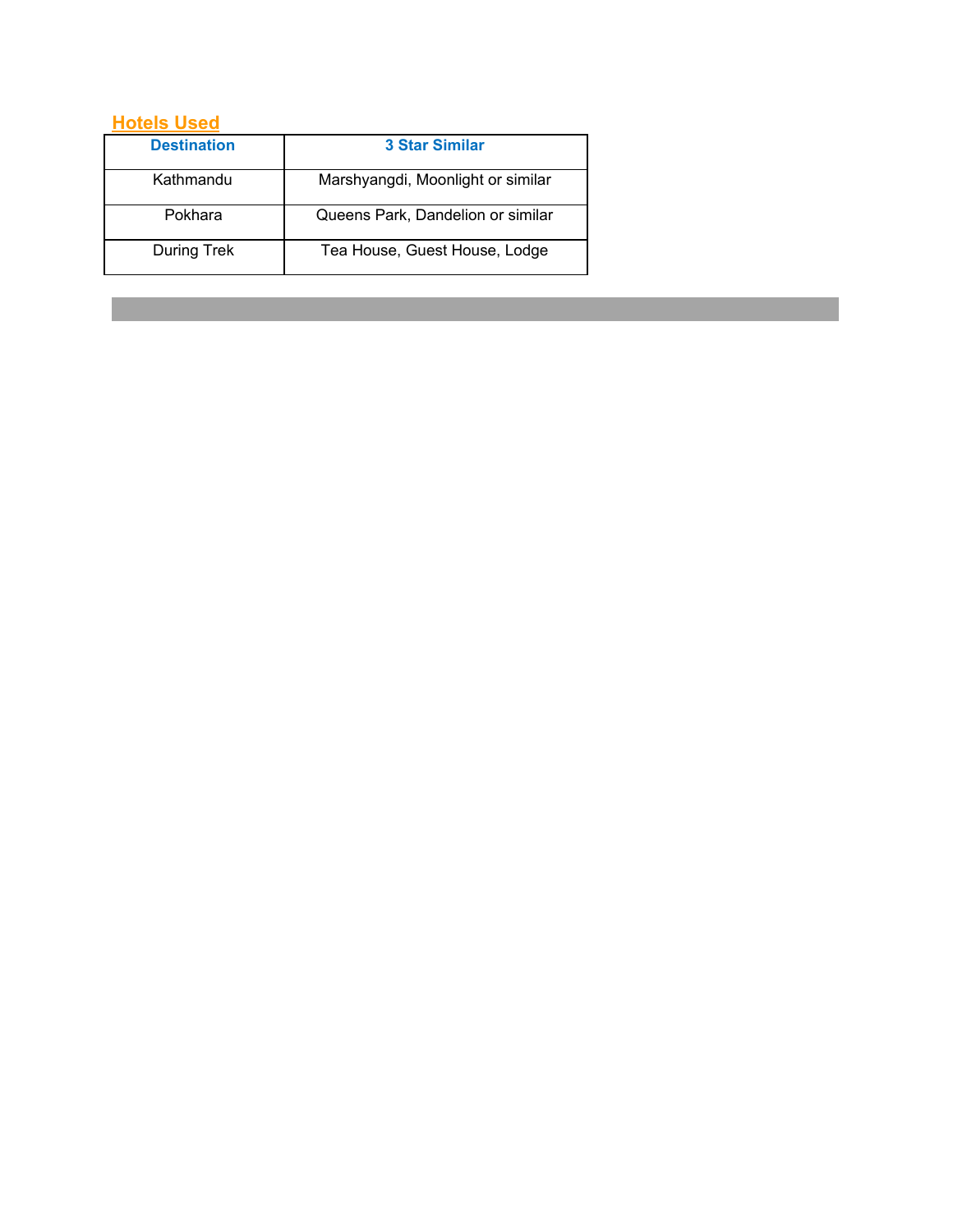## Hotels Used

| Destination | 3 Star Similar |
| --- | --- |
| Kathmandu | Marshyangdi, Moonlight or similar |
| Pokhara | Queens Park, Dandelion or similar |
| During Trek | Tea House, Guest House, Lodge |